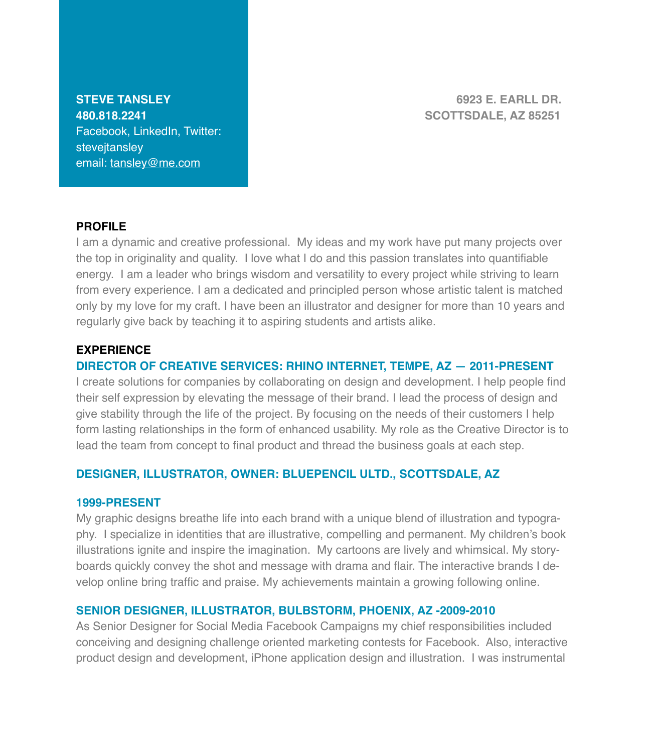**STEVE TANSLEY**
**480.818.2241**
Facebook, LinkedIn, Twitter: stevejtansley
email: tansley@me.com

**6923 E. EARLL DR.**
**SCOTTSDALE, AZ 85251**

## PROFILE

I am a dynamic and creative professional. My ideas and my work have put many projects over the top in originality and quality. I love what I do and this passion translates into quantifiable energy. I am a leader who brings wisdom and versatility to every project while striving to learn from every experience. I am a dedicated and principled person whose artistic talent is matched only by my love for my craft. I have been an illustrator and designer for more than 10 years and regularly give back by teaching it to aspiring students and artists alike.

## EXPERIENCE

### DIRECTOR OF CREATIVE SERVICES: RHINO INTERNET, TEMPE, AZ — 2011-PRESENT

I create solutions for companies by collaborating on design and development. I help people find their self expression by elevating the message of their brand. I lead the process of design and give stability through the life of the project. By focusing on the needs of their customers I help form lasting relationships in the form of enhanced usability. My role as the Creative Director is to lead the team from concept to final product and thread the business goals at each step.

### DESIGNER, ILLUSTRATOR, OWNER: BLUEPENCIL ULTD., SCOTTSDALE, AZ

### 1999-PRESENT

My graphic designs breathe life into each brand with a unique blend of illustration and typography. I specialize in identities that are illustrative, compelling and permanent. My children's book illustrations ignite and inspire the imagination. My cartoons are lively and whimsical. My storyboards quickly convey the shot and message with drama and flair. The interactive brands I develop online bring traffic and praise. My achievements maintain a growing following online.

### SENIOR DESIGNER, ILLUSTRATOR, BULBSTORM, PHOENIX, AZ -2009-2010

As Senior Designer for Social Media Facebook Campaigns my chief responsibilities included conceiving and designing challenge oriented marketing contests for Facebook. Also, interactive product design and development, iPhone application design and illustration. I was instrumental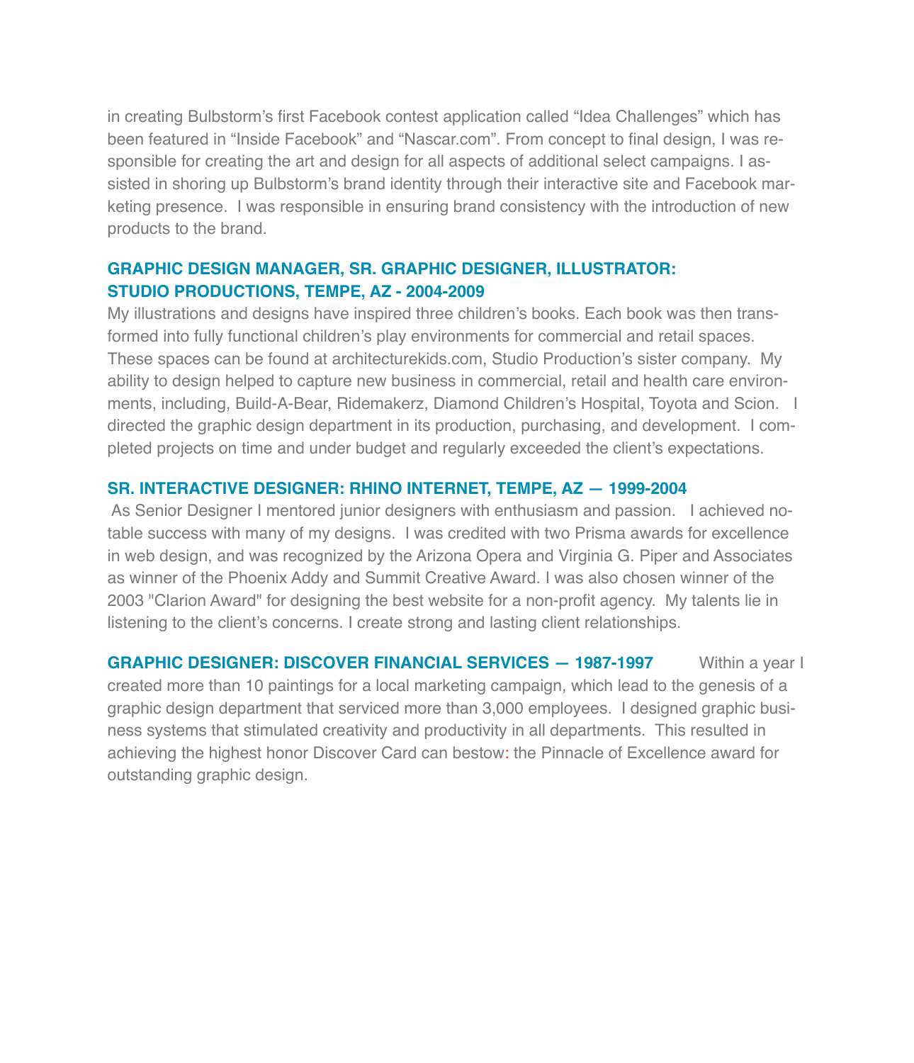in creating Bulbstorm's first Facebook contest application called "Idea Challenges" which has been featured in "Inside Facebook" and "Nascar.com". From concept to final design, I was responsible for creating the art and design for all aspects of additional select campaigns. I assisted in shoring up Bulbstorm's brand identity through their interactive site and Facebook marketing presence. I was responsible in ensuring brand consistency with the introduction of new products to the brand.

### GRAPHIC DESIGN MANAGER, SR. GRAPHIC DESIGNER, ILLUSTRATOR: STUDIO PRODUCTIONS, TEMPE, AZ - 2004-2009

My illustrations and designs have inspired three children's books. Each book was then transformed into fully functional children's play environments for commercial and retail spaces. These spaces can be found at architecturekids.com, Studio Production's sister company. My ability to design helped to capture new business in commercial, retail and health care environments, including, Build-A-Bear, Ridemakerz, Diamond Children's Hospital, Toyota and Scion. I directed the graphic design department in its production, purchasing, and development. I completed projects on time and under budget and regularly exceeded the client's expectations.

### SR. INTERACTIVE DESIGNER: RHINO INTERNET, TEMPE, AZ — 1999-2004

As Senior Designer I mentored junior designers with enthusiasm and passion. I achieved notable success with many of my designs. I was credited with two Prisma awards for excellence in web design, and was recognized by the Arizona Opera and Virginia G. Piper and Associates as winner of the Phoenix Addy and Summit Creative Award. I was also chosen winner of the 2003 "Clarion Award" for designing the best website for a non-profit agency. My talents lie in listening to the client's concerns. I create strong and lasting client relationships.

### GRAPHIC DESIGNER: DISCOVER FINANCIAL SERVICES — 1987-1997

Within a year I created more than 10 paintings for a local marketing campaign, which lead to the genesis of a graphic design department that serviced more than 3,000 employees. I designed graphic business systems that stimulated creativity and productivity in all departments. This resulted in achieving the highest honor Discover Card can bestow: the Pinnacle of Excellence award for outstanding graphic design.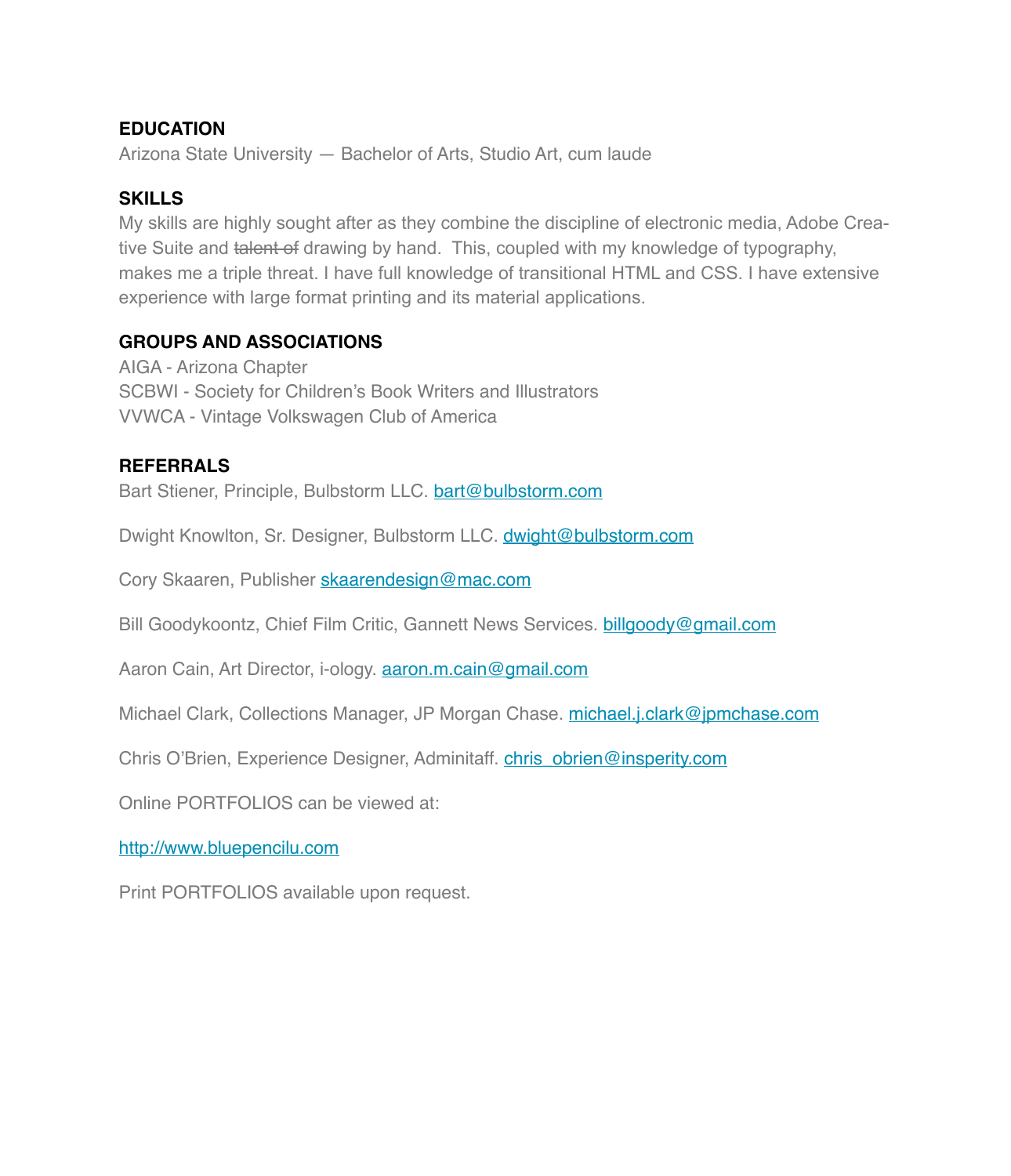**EDUCATION**

Arizona State University — Bachelor of Arts, Studio Art, cum laude

**SKILLS**

My skills are highly sought after as they combine the discipline of electronic media, Adobe Creative Suite and ~~talent of~~ drawing by hand. This, coupled with my knowledge of typography, makes me a triple threat. I have full knowledge of transitional HTML and CSS. I have extensive experience with large format printing and its material applications.

**GROUPS AND ASSOCIATIONS**

AIGA - Arizona Chapter
SCBWI - Society for Children's Book Writers and Illustrators
VVWCA - Vintage Volkswagen Club of America

**REFERRALS**

Bart Stiener, Principle, Bulbstorm LLC. bart@bulbstorm.com

Dwight Knowlton, Sr. Designer, Bulbstorm LLC. dwight@bulbstorm.com

Cory Skaaren, Publisher skaarendesign@mac.com

Bill Goodykoontz, Chief Film Critic, Gannett News Services. billgoody@gmail.com

Aaron Cain, Art Director, i-ology. aaron.m.cain@gmail.com

Michael Clark, Collections Manager, JP Morgan Chase. michael.j.clark@jpmchase.com

Chris O'Brien, Experience Designer, Adminitaff. chris_obrien@insperity.com

Online PORTFOLIOS can be viewed at:

http://www.bluepencilu.com

Print PORTFOLIOS available upon request.